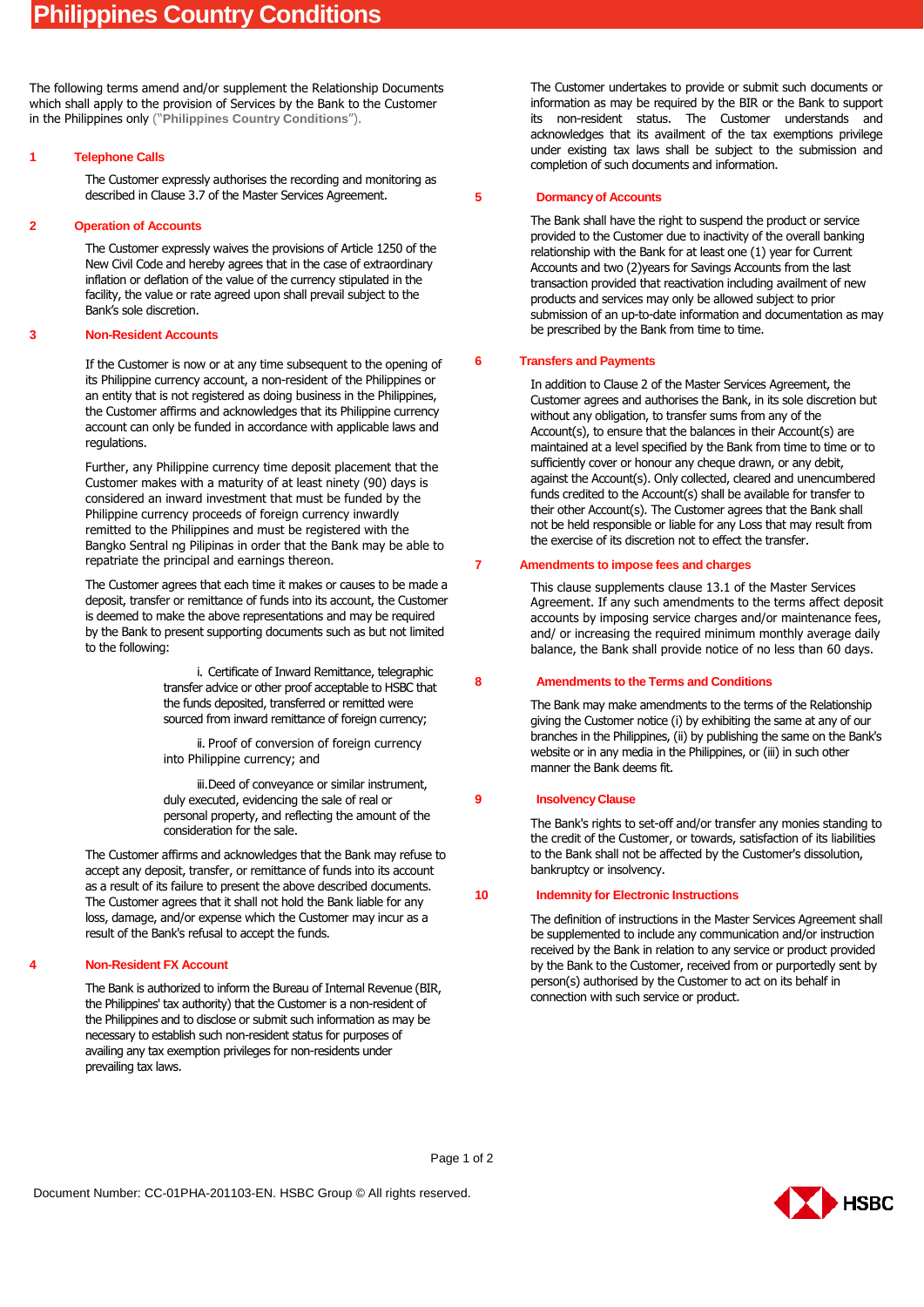# Philippines Country Conditions

The following terms amend and/or supplement the Relationship Documents which shall apply to the provision of Services by the Bank to the Customer in the Philippines only (“**Philippines Country Conditions**”).

## 1 Telephone Calls

The Customer expressly authorises the recording and monitoring as described in Clause 3.7 of the Master Services Agreement.

## 2 Operation of Accounts

The Customer expressly waives the provisions of Article 1250 of the New Civil Code and hereby agrees that in the case of extraordinary inflation or deflation of the value of the currency stipulated in the facility, the value or rate agreed upon shall prevail subject to the Bank’s sole discretion.

## 3 Non-Resident Accounts

If the Customer is now or at any time subsequent to the opening of its Philippine currency account, a non-resident of the Philippines or an entity that is not registered as doing business in the Philippines, the Customer affirms and acknowledges that its Philippine currency account can only be funded in accordance with applicable laws and regulations.

Further, any Philippine currency time deposit placement that the Customer makes with a maturity of at least ninety (90) days is considered an inward investment that must be funded by the Philippine currency proceeds of foreign currency inwardly remitted to the Philippines and must be registered with the Bangko Sentral ng Pilipinas in order that the Bank may be able to repatriate the principal and earnings thereon.

The Customer agrees that each time it makes or causes to be made a deposit, transfer or remittance of funds into its account, the Customer is deemed to make the above representations and may be required by the Bank to present supporting documents such as but not limited to the following:

i. Certificate of Inward Remittance, telegraphic transfer advice or other proof acceptable to HSBC that the funds deposited, transferred or remitted were sourced from inward remittance of foreign currency;

ii. Proof of conversion of foreign currency into Philippine currency; and

iii.Deed of conveyance or similar instrument, duly executed, evidencing the sale of real or personal property, and reflecting the amount of the consideration for the sale.

The Customer affirms and acknowledges that the Bank may refuse to accept any deposit, transfer, or remittance of funds into its account as a result of its failure to present the above described documents. The Customer agrees that it shall not hold the Bank liable for any loss, damage, and/or expense which the Customer may incur as a result of the Bank's refusal to accept the funds.

## 4 Non-Resident FX Account

The Bank is authorized to inform the Bureau of Internal Revenue (BIR, the Philippines' tax authority) that the Customer is a non-resident of the Philippines and to disclose or submit such information as may be necessary to establish such non-resident status for purposes of availing any tax exemption privileges for non-residents under prevailing tax laws.

The Customer undertakes to provide or submit such documents or information as may be required by the BIR or the Bank to support its non-resident status. The Customer understands and acknowledges that its availment of the tax exemptions privilege under existing tax laws shall be subject to the submission and completion of such documents and information.

## 5 Dormancy of Accounts

The Bank shall have the right to suspend the product or service provided to the Customer due to inactivity of the overall banking relationship with the Bank for at least one (1) year for Current Accounts and two (2)years for Savings Accounts from the last transaction provided that reactivation including availment of new products and services may only be allowed subject to prior submission of an up-to-date information and documentation as may be prescribed by the Bank from time to time.

## 6 Transfers and Payments

In addition to Clause 2 of the Master Services Agreement, the Customer agrees and authorises the Bank, in its sole discretion but without any obligation, to transfer sums from any of the Account(s), to ensure that the balances in their Account(s) are maintained at a level specified by the Bank from time to time or to sufficiently cover or honour any cheque drawn, or any debit, against the Account(s). Only collected, cleared and unencumbered funds credited to the Account(s) shall be available for transfer to their other Account(s). The Customer agrees that the Bank shall not be held responsible or liable for any Loss that may result from the exercise of its discretion not to effect the transfer.

## 7 Amendments to impose fees and charges

This clause supplements clause 13.1 of the Master Services Agreement. If any such amendments to the terms affect deposit accounts by imposing service charges and/or maintenance fees, and/ or increasing the required minimum monthly average daily balance, the Bank shall provide notice of no less than 60 days.

## 8 Amendments to the Terms and Conditions

The Bank may make amendments to the terms of the Relationship giving the Customer notice (i) by exhibiting the same at any of our branches in the Philippines, (ii) by publishing the same on the Bank's website or in any media in the Philippines, or (iii) in such other manner the Bank deems fit.

## 9 Insolvency Clause

The Bank's rights to set-off and/or transfer any monies standing to the credit of the Customer, or towards, satisfaction of its liabilities to the Bank shall not be affected by the Customer's dissolution, bankruptcy or insolvency.

## 10 Indemnity for Electronic Instructions

The definition of instructions in the Master Services Agreement shall be supplemented to include any communication and/or instruction received by the Bank in relation to any service or product provided by the Bank to the Customer, received from or purportedly sent by person(s) authorised by the Customer to act on its behalf in connection with such service or product.

Document Number: CC-01PHA-201103-EN. HSBC Group © All rights reserved.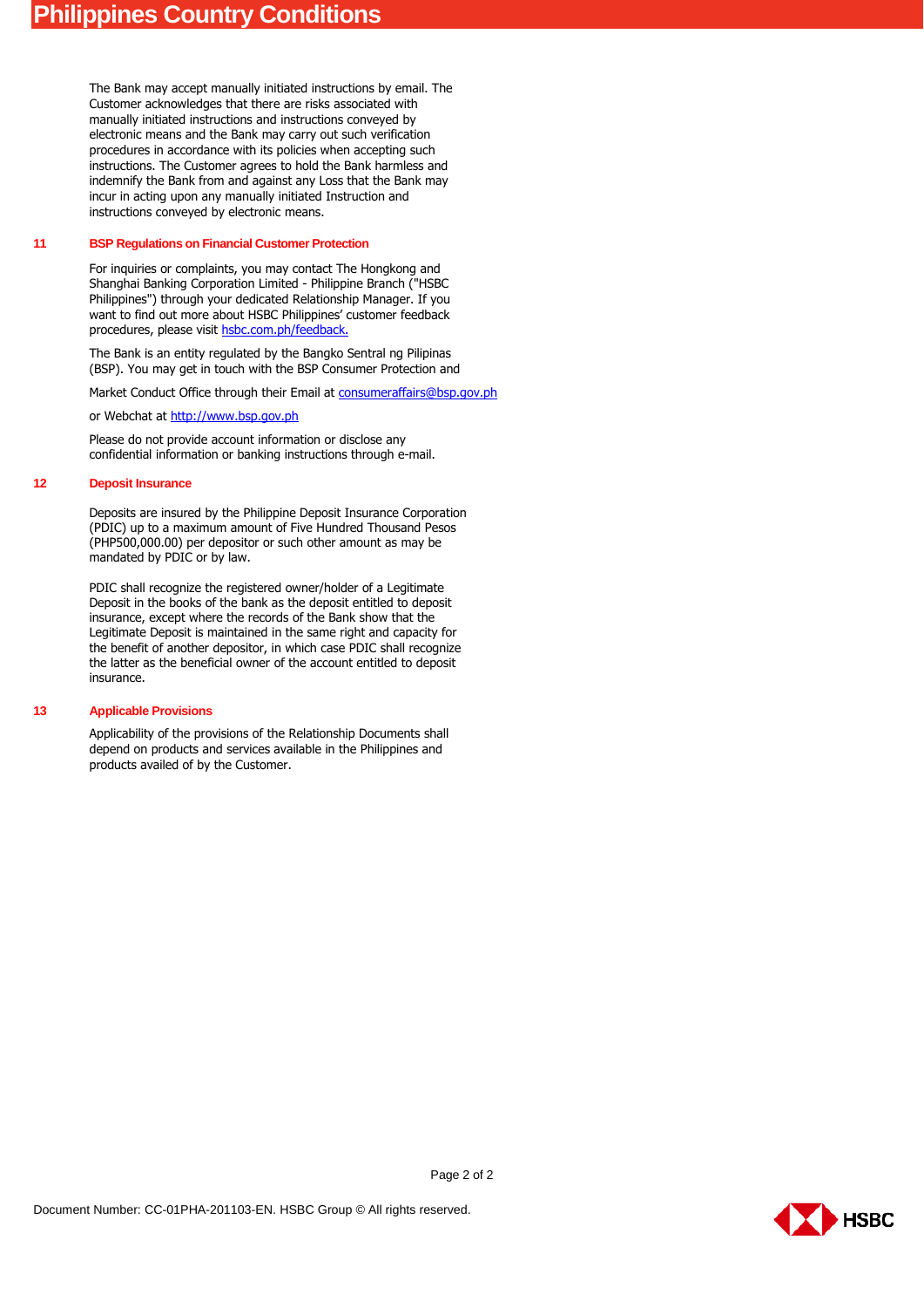The Bank may accept manually initiated instructions by email. The Customer acknowledges that there are risks associated with manually initiated instructions and instructions conveyed by electronic means and the Bank may carry out such verification procedures in accordance with its policies when accepting such instructions. The Customer agrees to hold the Bank harmless and indemnify the Bank from and against any Loss that the Bank may incur in acting upon any manually initiated Instruction and instructions conveyed by electronic means.

## 11 BSP Regulations on Financial Customer Protection

For inquiries or complaints, you may contact The Hongkong and Shanghai Banking Corporation Limited - Philippine Branch ("HSBC Philippines") through your dedicated Relationship Manager. If you want to find out more about HSBC Philippines' customer feedback procedures, please visit hsbc.com.ph/feedback.

The Bank is an entity regulated by the Bangko Sentral ng Pilipinas (BSP). You may get in touch with the BSP Consumer Protection and

Market Conduct Office through their Email at consumeraffairs@bsp.gov.ph

or Webchat at http://www.bsp.gov.ph

Please do not provide account information or disclose any confidential information or banking instructions through e-mail.

## 12 Deposit Insurance

Deposits are insured by the Philippine Deposit Insurance Corporation (PDIC) up to a maximum amount of Five Hundred Thousand Pesos (PHP500,000.00) per depositor or such other amount as may be mandated by PDIC or by law.

PDIC shall recognize the registered owner/holder of a Legitimate Deposit in the books of the bank as the deposit entitled to deposit insurance, except where the records of the Bank show that the Legitimate Deposit is maintained in the same right and capacity for the benefit of another depositor, in which case PDIC shall recognize the latter as the beneficial owner of the account entitled to deposit insurance.

## 13 Applicable Provisions

Applicability of the provisions of the Relationship Documents shall depend on products and services available in the Philippines and products availed of by the Customer.

Document Number: CC-01PHA-201103-EN. HSBC Group © All rights reserved.